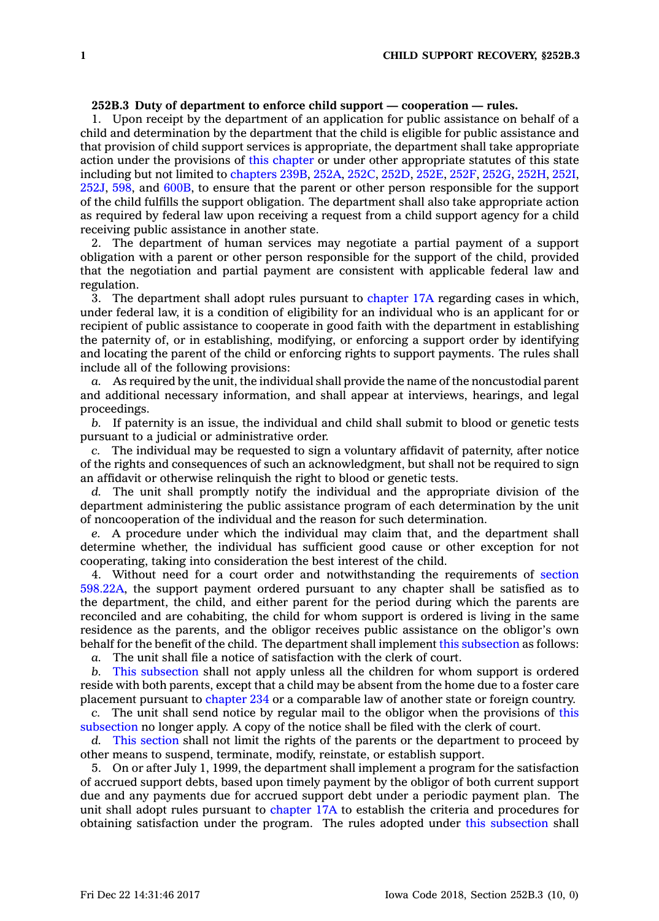**252B.3 Duty of department to enforce child support — cooperation — rules.**

1. Upon receipt by the department of an application for public assistance on behalf of a child and determination by the department that the child is eligible for public assistance and that provision of child support services is appropriate, the department shall take appropriate action under the provisions of this chapter or under other appropriate statutes of this state including but not limited to chapters 239B, 252A, 252C, 252D, 252E, 252F, 252G, 252H, 252I, 252J, 598, and 600B, to ensure that the parent or other person responsible for the support of the child fulfills the support obligation. The department shall also take appropriate action as required by federal law upon receiving a request from a child support agency for a child receiving public assistance in another state.

2. The department of human services may negotiate a partial payment of a support obligation with a parent or other person responsible for the support of the child, provided that the negotiation and partial payment are consistent with applicable federal law and regulation.

3. The department shall adopt rules pursuant to chapter 17A regarding cases in which, under federal law, it is a condition of eligibility for an individual who is an applicant for or recipient of public assistance to cooperate in good faith with the department in establishing the paternity of, or in establishing, modifying, or enforcing a support order by identifying and locating the parent of the child or enforcing rights to support payments. The rules shall include all of the following provisions:

*a.* As required by the unit, the individual shall provide the name of the noncustodial parent and additional necessary information, and shall appear at interviews, hearings, and legal proceedings.

*b.* If paternity is an issue, the individual and child shall submit to blood or genetic tests pursuant to a judicial or administrative order.

*c.* The individual may be requested to sign a voluntary affidavit of paternity, after notice of the rights and consequences of such an acknowledgment, but shall not be required to sign an affidavit or otherwise relinquish the right to blood or genetic tests.

*d.* The unit shall promptly notify the individual and the appropriate division of the department administering the public assistance program of each determination by the unit of noncooperation of the individual and the reason for such determination.

*e.* A procedure under which the individual may claim that, and the department shall determine whether, the individual has sufficient good cause or other exception for not cooperating, taking into consideration the best interest of the child.

4. Without need for a court order and notwithstanding the requirements of section 598.22A, the support payment ordered pursuant to any chapter shall be satisfied as to the department, the child, and either parent for the period during which the parents are reconciled and are cohabiting, the child for whom support is ordered is living in the same residence as the parents, and the obligor receives public assistance on the obligor's own behalf for the benefit of the child. The department shall implement this subsection as follows:

*a.* The unit shall file a notice of satisfaction with the clerk of court.

*b.* This subsection shall not apply unless all the children for whom support is ordered reside with both parents, except that a child may be absent from the home due to a foster care placement pursuant to chapter 234 or a comparable law of another state or foreign country.

*c.* The unit shall send notice by regular mail to the obligor when the provisions of this subsection no longer apply. A copy of the notice shall be filed with the clerk of court.

*d.* This section shall not limit the rights of the parents or the department to proceed by other means to suspend, terminate, modify, reinstate, or establish support.

5. On or after July 1, 1999, the department shall implement a program for the satisfaction of accrued support debts, based upon timely payment by the obligor of both current support due and any payments due for accrued support debt under a periodic payment plan. The unit shall adopt rules pursuant to chapter 17A to establish the criteria and procedures for obtaining satisfaction under the program. The rules adopted under this subsection shall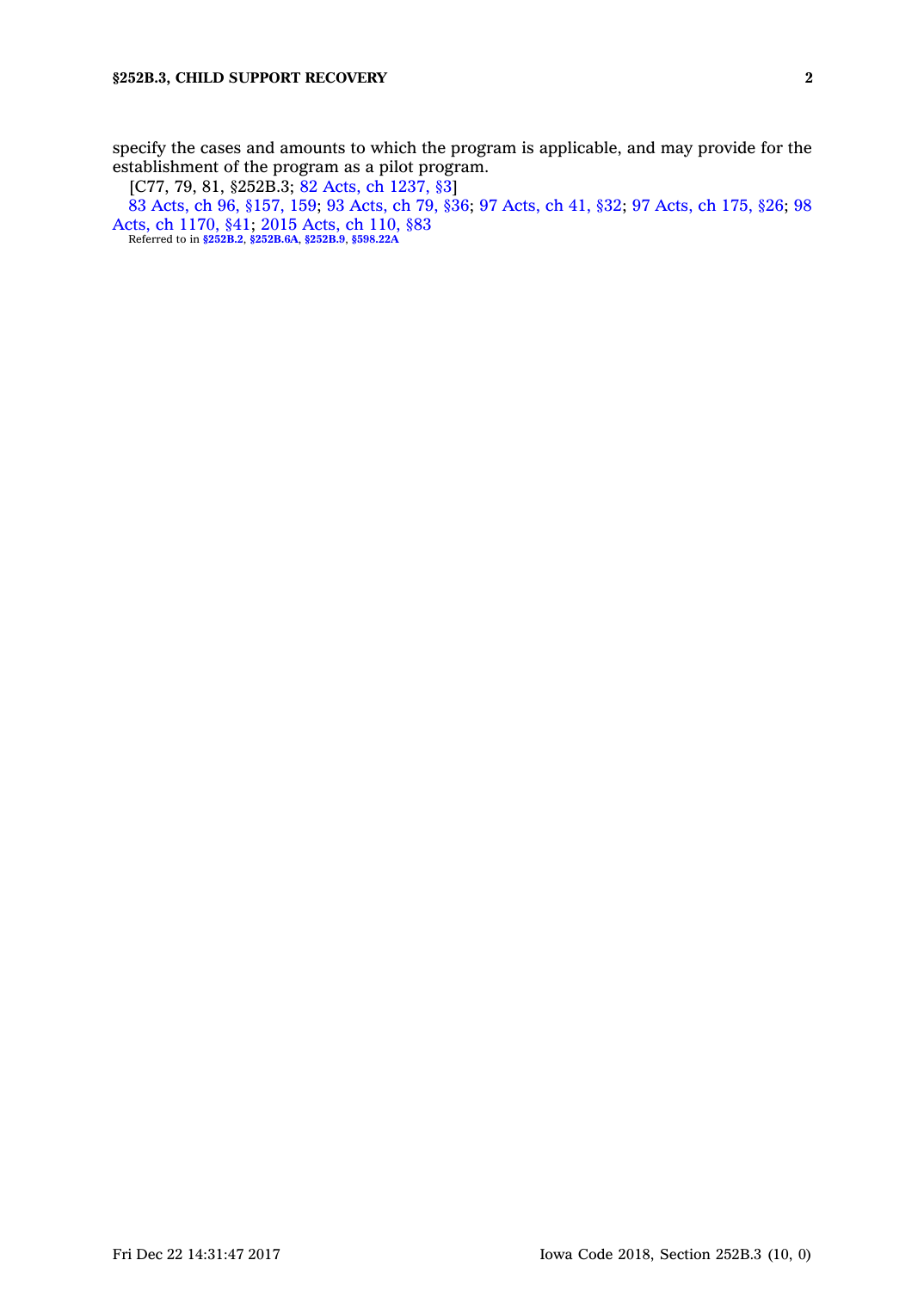specify the cases and amounts to which the program is applicable, and may provide for the establishment of the program as a pilot program.

[C77, 79, 81, §252B.3; 82 Acts, ch 1237, §3]

83 Acts, ch 96, §157, 159; 93 Acts, ch 79, §36; 97 Acts, ch 41, §32; 97 Acts, ch 175, §26; 98 Acts, ch 1170, §41; 2015 Acts, ch 110, §83

Referred to in **§252B.2**, **§252B.6A**, **§252B.9**, **§598.22A**